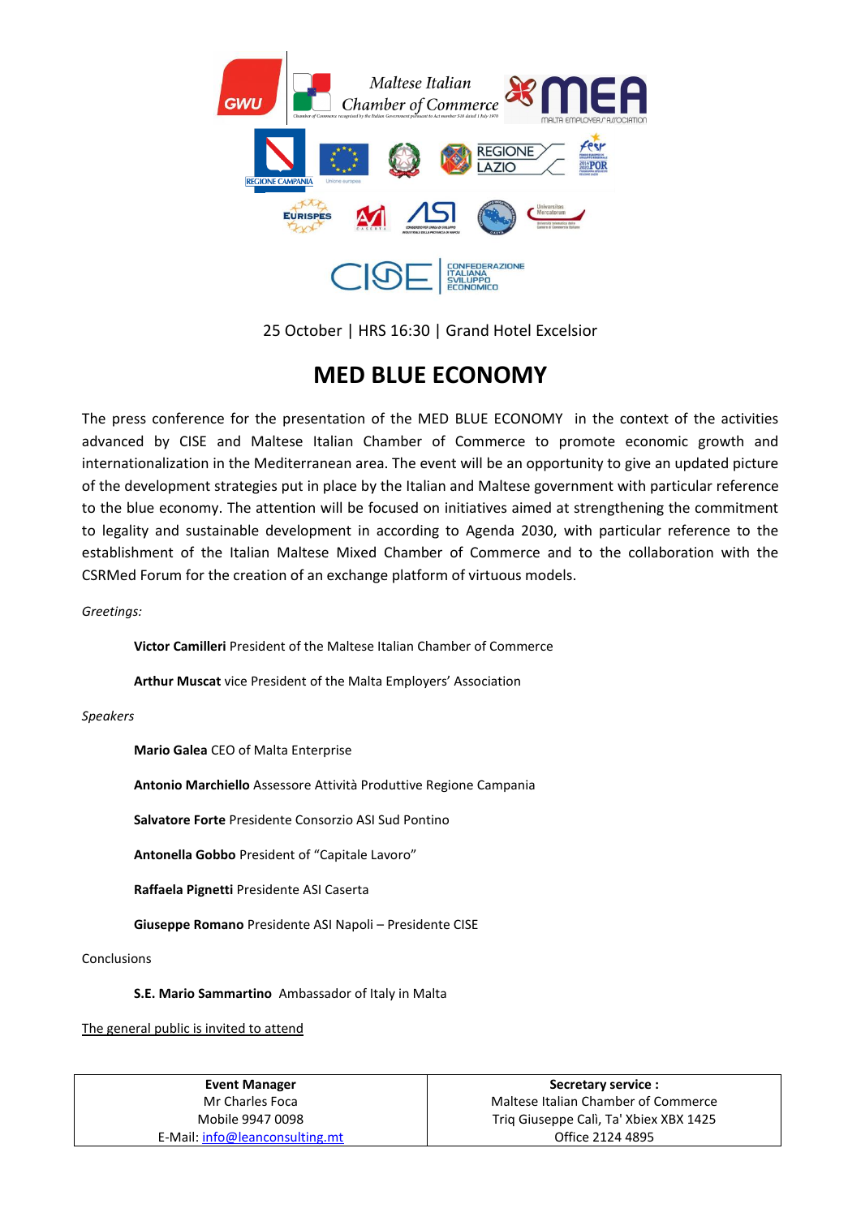25 October | HRS 16:30 | Grand Hotel Excelsior

# MED BLUE ECONOMY

The press conference for the presentation of the MED BLUE ECONOMY in the context of the activities advanced by CISE and Maltese Italian Chamber of Commerce to promote economic growth and internationalization in the Mediterranean area. The event will be an opportunity to give an updated picture of the development strategies put in place by the Italian and Maltese government with particular reference to the blue economy. The attention will be focused on initiatives aimed at strengthening the commitment to legality and sustainable development in according to Agenda 2030, with particular reference to the establishment of the Italian Maltese Mixed Chamber of Commerce and to the collaboration with the CSRMed Forum for the creation of an exchange platform of virtuous models.

*Greetings:*

**Victor Camilleri** President of the Maltese Italian Chamber of Commerce

**Arthur Muscat** vice President of the Malta Employers' Association

*Speakers*

**Mario Galea** CEO of Malta Enterprise

**Antonio Marchiello** Assessore Attività Produttive Regione Campania

**Salvatore Forte** Presidente Consorzio ASI Sud Pontino

**Antonella Gobbo** President of "Capitale Lavoro"

**Raffaela Pignetti** Presidente ASI Caserta

**Giuseppe Romano** Presidente ASI Napoli – Presidente CISE

Conclusions

**S.E. Mario Sammartino** Ambassador of Italy in Malta

The general public is invited to attend

| **Event Manager** | **Secretary service :** |
|---|---|
| Mr Charles Foca | Maltese Italian Chamber of Commerce |
| Mobile 9947 0098 | Triq Giuseppe Calì, Ta' Xbiex XBX 1425 |
| E-Mail: info@leanconsulting.mt | Office 2124 4895 |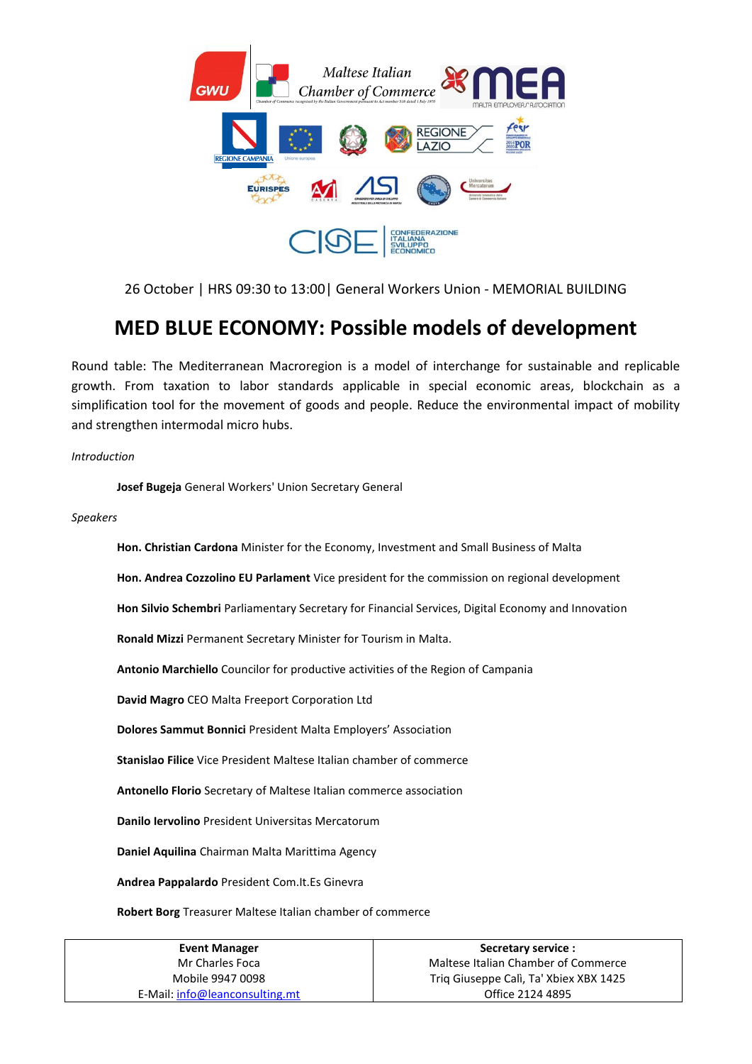26 October | HRS 09:30 to 13:00| General Workers Union - MEMORIAL BUILDING

# MED BLUE ECONOMY: Possible models of development

Round table: The Mediterranean Macroregion is a model of interchange for sustainable and replicable growth. From taxation to labor standards applicable in special economic areas, blockchain as a simplification tool for the movement of goods and people. Reduce the environmental impact of mobility and strengthen intermodal micro hubs.

*Introduction*

**Josef Bugeja** General Workers' Union Secretary General

*Speakers*

**Hon. Christian Cardona** Minister for the Economy, Investment and Small Business of Malta

**Hon. Andrea Cozzolino EU Parlament** Vice president for the commission on regional development

**Hon Silvio Schembri** Parliamentary Secretary for Financial Services, Digital Economy and Innovation

**Ronald Mizzi** Permanent Secretary Minister for Tourism in Malta.

**Antonio Marchiello** Councilor for productive activities of the Region of Campania

**David Magro** CEO Malta Freeport Corporation Ltd

**Dolores Sammut Bonnici** President Malta Employers' Association

**Stanislao Filice** Vice President Maltese Italian chamber of commerce

**Antonello Florio** Secretary of Maltese Italian commerce association

**Danilo Iervolino** President Universitas Mercatorum

**Daniel Aquilina** Chairman Malta Marittima Agency

**Andrea Pappalardo** President Com.It.Es Ginevra

**Robert Borg** Treasurer Maltese Italian chamber of commerce

| **Event Manager** | **Secretary service :** |
|---|---|
| Mr Charles Foca<br>Mobile 9947 0098<br>E-Mail: info@leanconsulting.mt | Maltese Italian Chamber of Commerce<br>Triq Giuseppe Calì, Ta' Xbiex XBX 1425<br>Office 2124 4895 |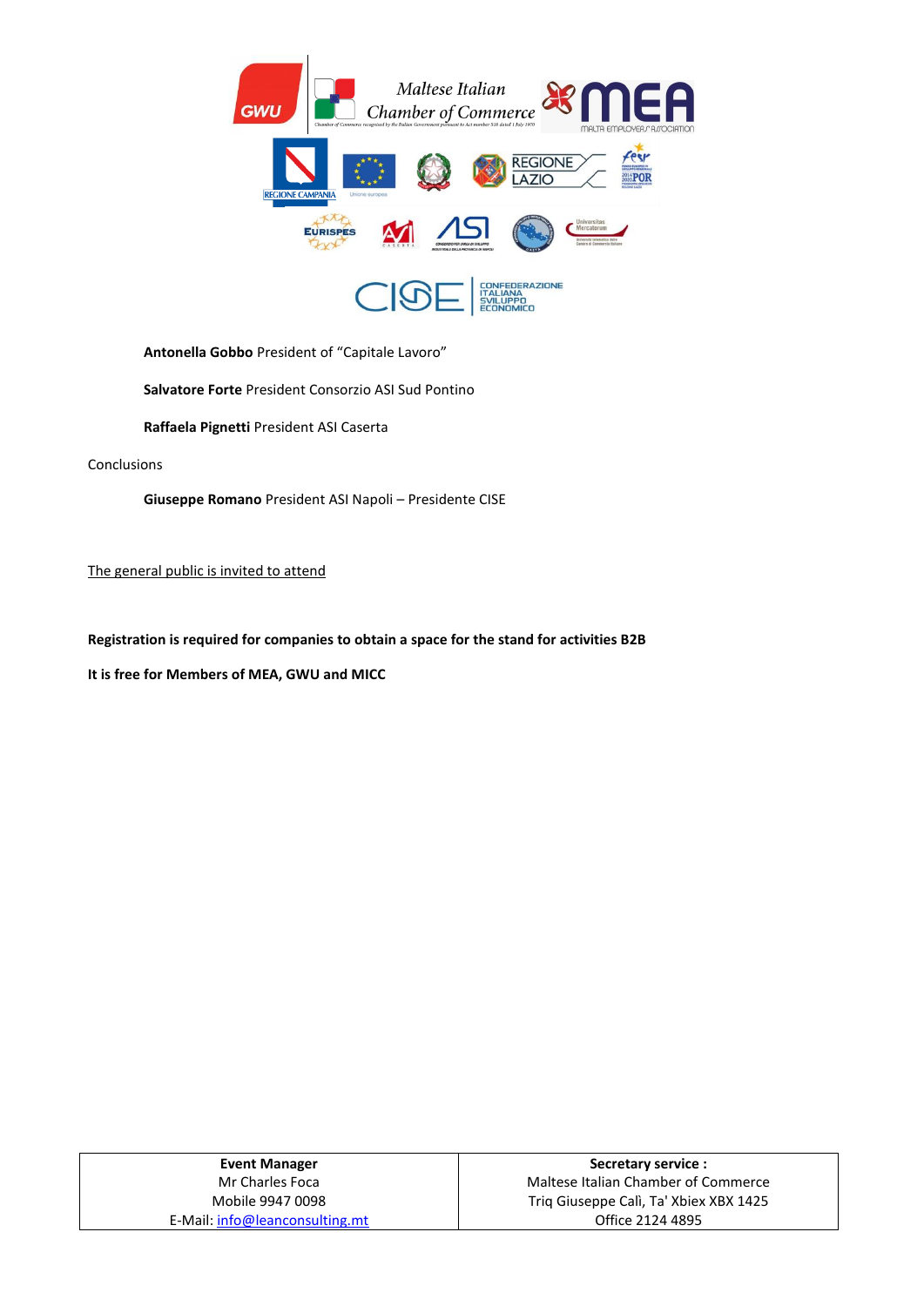**Antonella Gobbo** President of "Capitale Lavoro"

**Salvatore Forte** President Consorzio ASI Sud Pontino

**Raffaela Pignetti** President ASI Caserta

Conclusions

**Giuseppe Romano** President ASI Napoli – Presidente CISE

The general public is invited to attend

**Registration is required for companies to obtain a space for the stand for activities B2B**

**It is free for Members of MEA, GWU and MICC**

| **Event Manager** | **Secretary service :** |
|---|---|
| Mr Charles Foca | Maltese Italian Chamber of Commerce |
| Mobile 9947 0098 | Triq Giuseppe Calì, Ta' Xbiex XBX 1425 |
| E-Mail: info@leanconsulting.mt | Office 2124 4895 |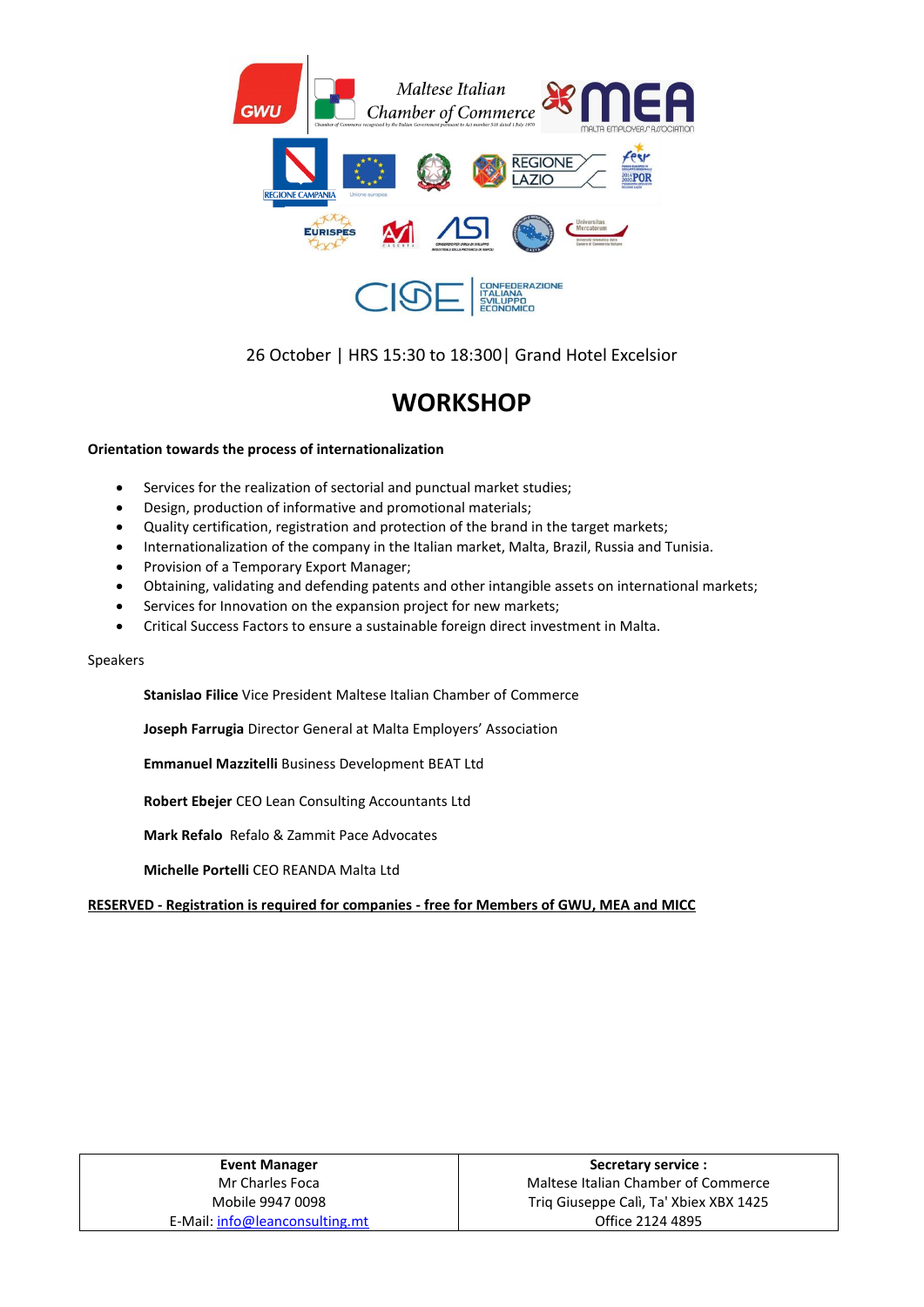26 October | HRS 15:30 to 18:300| Grand Hotel Excelsior

# WORKSHOP

**Orientation towards the process of internationalization**

- Services for the realization of sectorial and punctual market studies;
- Design, production of informative and promotional materials;
- Quality certification, registration and protection of the brand in the target markets;
- Internationalization of the company in the Italian market, Malta, Brazil, Russia and Tunisia.
- Provision of a Temporary Export Manager;
- Obtaining, validating and defending patents and other intangible assets on international markets;
- Services for Innovation on the expansion project for new markets;
- Critical Success Factors to ensure a sustainable foreign direct investment in Malta.

Speakers

**Stanislao Filice** Vice President Maltese Italian Chamber of Commerce

**Joseph Farrugia** Director General at Malta Employers' Association

**Emmanuel Mazzitelli** Business Development BEAT Ltd

**Robert Ebejer** CEO Lean Consulting Accountants Ltd

**Mark Refalo** Refalo & Zammit Pace Advocates

**Michelle Portelli** CEO REANDA Malta Ltd

**RESERVED - Registration is required for companies - free for Members of GWU, MEA and MICC**

| Event Manager | Secretary service : |
|---|---|
| Mr Charles Foca<br>Mobile 9947 0098<br>E-Mail: info@leanconsulting.mt | Maltese Italian Chamber of Commerce<br>Triq Giuseppe Calì, Ta' Xbiex XBX 1425<br>Office 2124 4895 |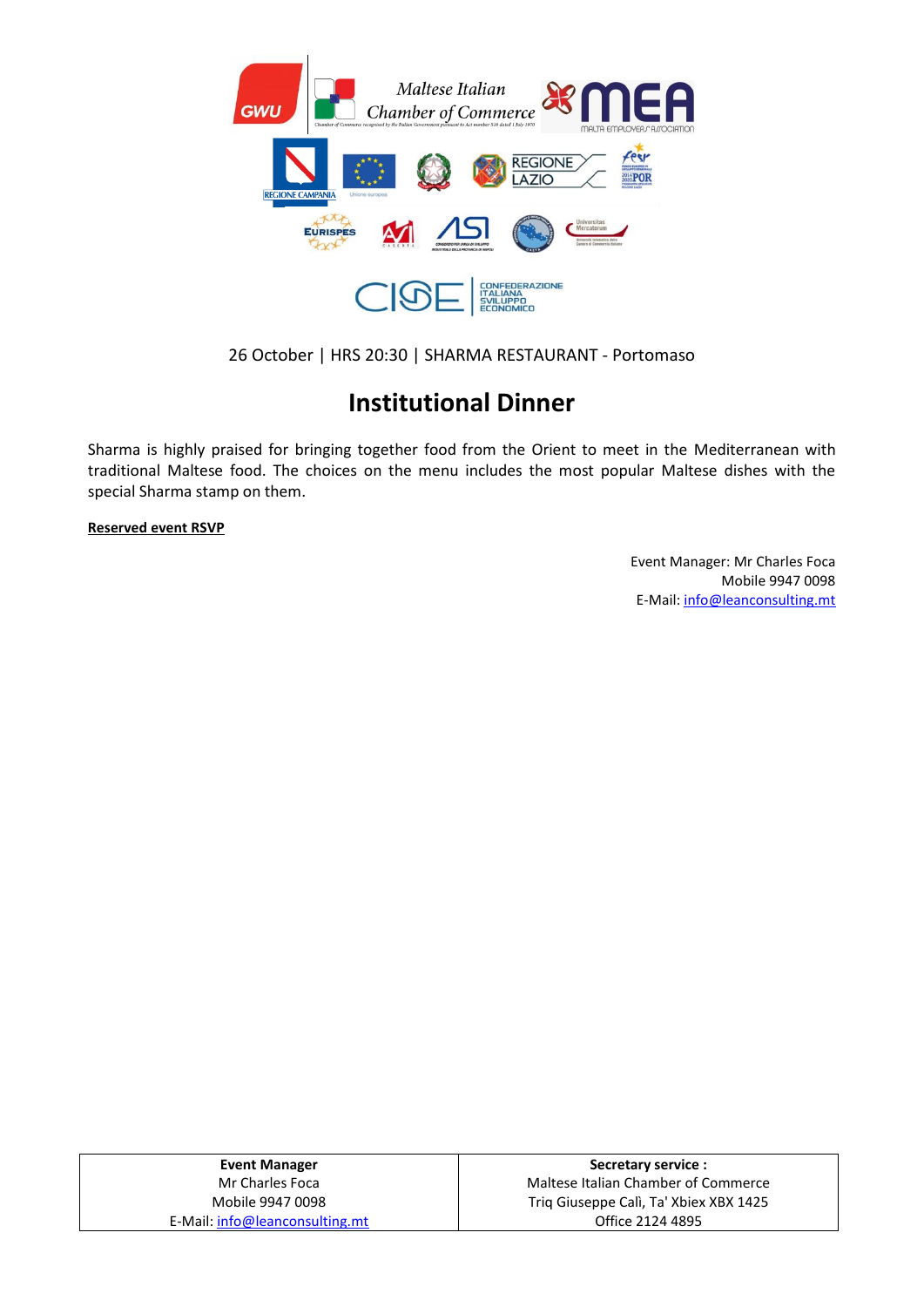26 October | HRS 20:30 | SHARMA RESTAURANT - Portomaso

# Institutional Dinner

Sharma is highly praised for bringing together food from the Orient to meet in the Mediterranean with traditional Maltese food. The choices on the menu includes the most popular Maltese dishes with the special Sharma stamp on them.

**Reserved event RSVP**

Event Manager: Mr Charles Foca
Mobile 9947 0098
E-Mail: info@leanconsulting.mt

| **Event Manager** | **Secretary service :** |
|---|---|
| Mr Charles Foca<br>Mobile 9947 0098<br>E-Mail: info@leanconsulting.mt | Maltese Italian Chamber of Commerce<br>Triq Giuseppe Calì, Ta' Xbiex XBX 1425<br>Office 2124 4895 |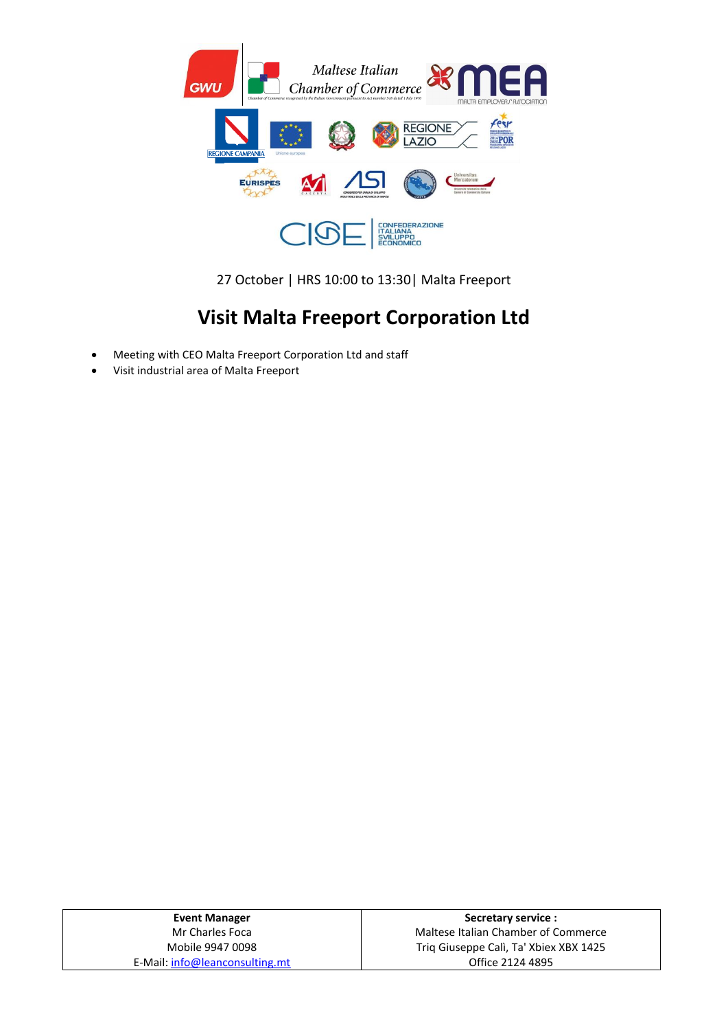27 October | HRS 10:00 to 13:30| Malta Freeport

# Visit Malta Freeport Corporation Ltd

- Meeting with CEO Malta Freeport Corporation Ltd and staff
- Visit industrial area of Malta Freeport

| | |
|---|---|
| **Event Manager**<br>Mr Charles Foca<br>Mobile 9947 0098<br>E-Mail: info@leanconsulting.mt | **Secretary service :**<br>Maltese Italian Chamber of Commerce<br>Triq Giuseppe Calì, Ta' Xbiex XBX 1425<br>Office 2124 4895 |